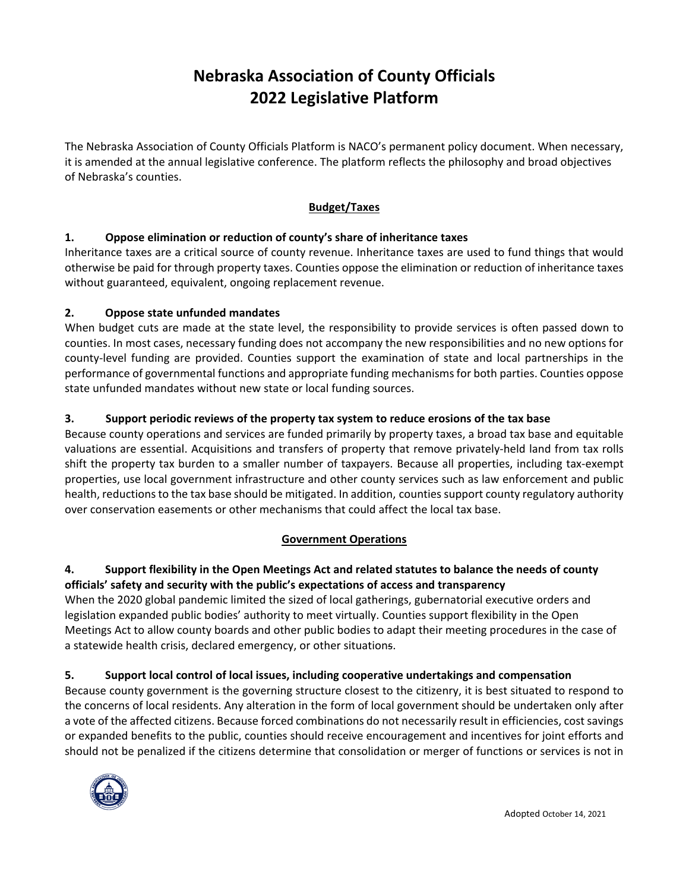# Nebraska Association of County Officials
# 2022 Legislative Platform

The Nebraska Association of County Officials Platform is NACO's permanent policy document. When necessary, it is amended at the annual legislative conference. The platform reflects the philosophy and broad objectives of Nebraska's counties.

## Budget/Taxes

### 1. Oppose elimination or reduction of county's share of inheritance taxes

Inheritance taxes are a critical source of county revenue. Inheritance taxes are used to fund things that would otherwise be paid for through property taxes. Counties oppose the elimination or reduction of inheritance taxes without guaranteed, equivalent, ongoing replacement revenue.

### 2. Oppose state unfunded mandates

When budget cuts are made at the state level, the responsibility to provide services is often passed down to counties. In most cases, necessary funding does not accompany the new responsibilities and no new options for county-level funding are provided. Counties support the examination of state and local partnerships in the performance of governmental functions and appropriate funding mechanisms for both parties. Counties oppose state unfunded mandates without new state or local funding sources.

### 3. Support periodic reviews of the property tax system to reduce erosions of the tax base

Because county operations and services are funded primarily by property taxes, a broad tax base and equitable valuations are essential. Acquisitions and transfers of property that remove privately-held land from tax rolls shift the property tax burden to a smaller number of taxpayers. Because all properties, including tax-exempt properties, use local government infrastructure and other county services such as law enforcement and public health, reductions to the tax base should be mitigated. In addition, counties support county regulatory authority over conservation easements or other mechanisms that could affect the local tax base.

## Government Operations

### 4. Support flexibility in the Open Meetings Act and related statutes to balance the needs of county officials' safety and security with the public's expectations of access and transparency

When the 2020 global pandemic limited the sized of local gatherings, gubernatorial executive orders and legislation expanded public bodies' authority to meet virtually. Counties support flexibility in the Open Meetings Act to allow county boards and other public bodies to adapt their meeting procedures in the case of a statewide health crisis, declared emergency, or other situations.

### 5. Support local control of local issues, including cooperative undertakings and compensation

Because county government is the governing structure closest to the citizenry, it is best situated to respond to the concerns of local residents. Any alteration in the form of local government should be undertaken only after a vote of the affected citizens. Because forced combinations do not necessarily result in efficiencies, cost savings or expanded benefits to the public, counties should receive encouragement and incentives for joint efforts and should not be penalized if the citizens determine that consolidation or merger of functions or services is not in

Adopted October 14, 2021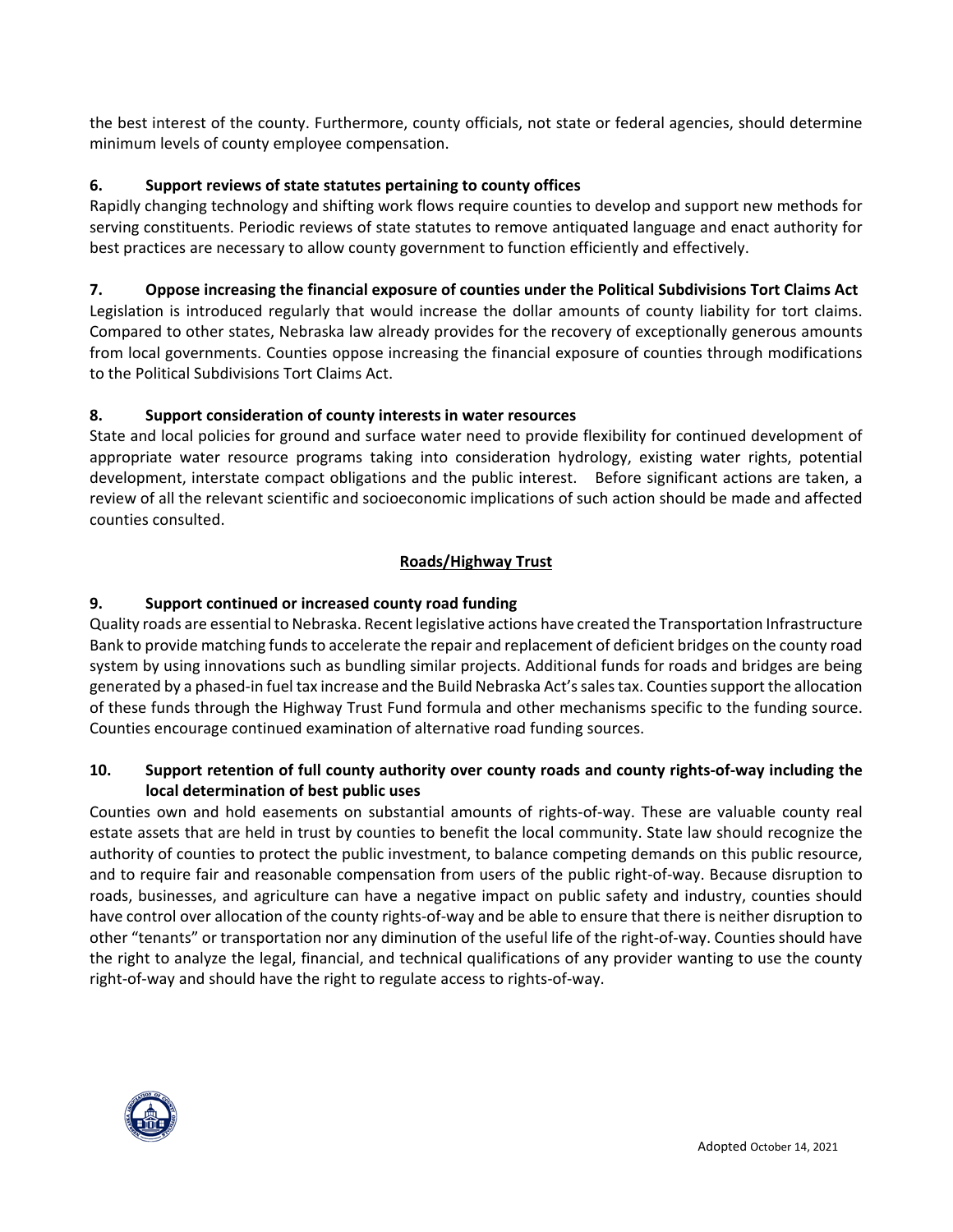the best interest of the county. Furthermore, county officials, not state or federal agencies, should determine minimum levels of county employee compensation.

**6. Support reviews of state statutes pertaining to county offices**

Rapidly changing technology and shifting work flows require counties to develop and support new methods for serving constituents. Periodic reviews of state statutes to remove antiquated language and enact authority for best practices are necessary to allow county government to function efficiently and effectively.

**7. Oppose increasing the financial exposure of counties under the Political Subdivisions Tort Claims Act**

Legislation is introduced regularly that would increase the dollar amounts of county liability for tort claims. Compared to other states, Nebraska law already provides for the recovery of exceptionally generous amounts from local governments. Counties oppose increasing the financial exposure of counties through modifications to the Political Subdivisions Tort Claims Act.

**8. Support consideration of county interests in water resources**

State and local policies for ground and surface water need to provide flexibility for continued development of appropriate water resource programs taking into consideration hydrology, existing water rights, potential development, interstate compact obligations and the public interest. Before significant actions are taken, a review of all the relevant scientific and socioeconomic implications of such action should be made and affected counties consulted.

## Roads/Highway Trust

**9. Support continued or increased county road funding**

Quality roads are essential to Nebraska. Recent legislative actions have created the Transportation Infrastructure Bank to provide matching funds to accelerate the repair and replacement of deficient bridges on the county road system by using innovations such as bundling similar projects. Additional funds for roads and bridges are being generated by a phased-in fuel tax increase and the Build Nebraska Act's sales tax. Counties support the allocation of these funds through the Highway Trust Fund formula and other mechanisms specific to the funding source. Counties encourage continued examination of alternative road funding sources.

**10. Support retention of full county authority over county roads and county rights-of-way including the local determination of best public uses**

Counties own and hold easements on substantial amounts of rights-of-way. These are valuable county real estate assets that are held in trust by counties to benefit the local community. State law should recognize the authority of counties to protect the public investment, to balance competing demands on this public resource, and to require fair and reasonable compensation from users of the public right-of-way. Because disruption to roads, businesses, and agriculture can have a negative impact on public safety and industry, counties should have control over allocation of the county rights-of-way and be able to ensure that there is neither disruption to other "tenants" or transportation nor any diminution of the useful life of the right-of-way. Counties should have the right to analyze the legal, financial, and technical qualifications of any provider wanting to use the county right-of-way and should have the right to regulate access to rights-of-way.

Adopted October 14, 2021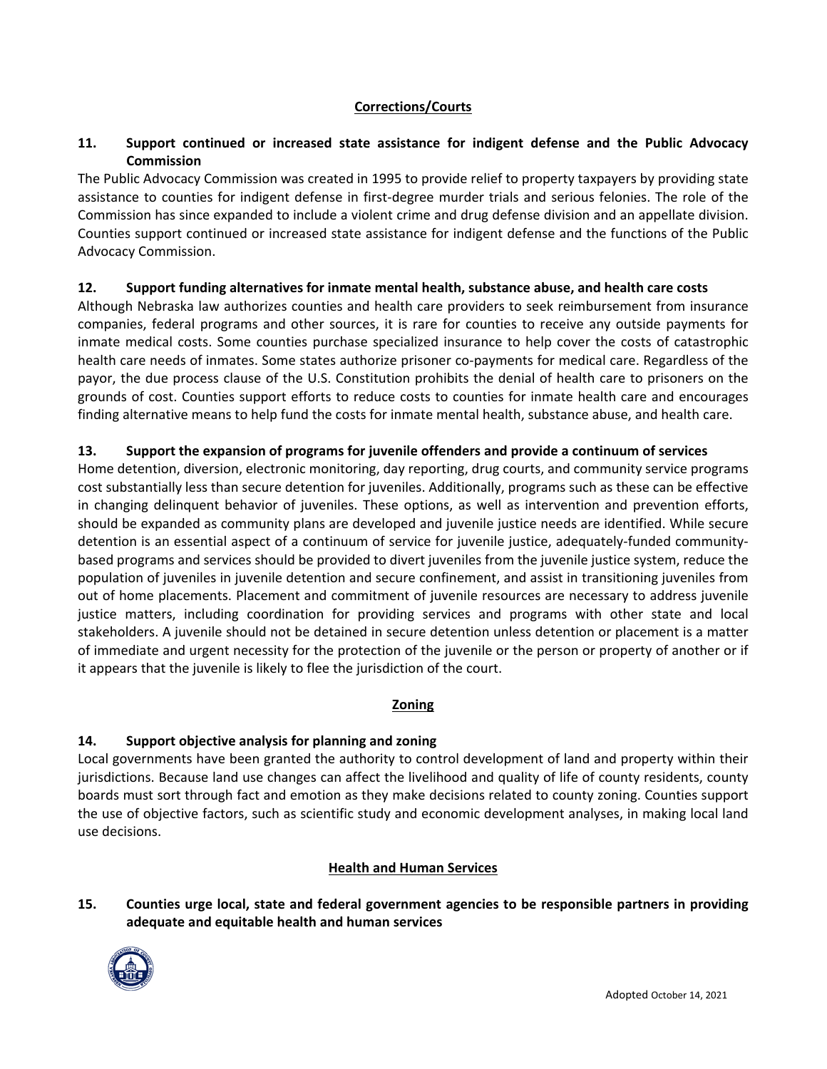## Corrections/Courts

### 11. Support continued or increased state assistance for indigent defense and the Public Advocacy Commission

The Public Advocacy Commission was created in 1995 to provide relief to property taxpayers by providing state assistance to counties for indigent defense in first-degree murder trials and serious felonies. The role of the Commission has since expanded to include a violent crime and drug defense division and an appellate division. Counties support continued or increased state assistance for indigent defense and the functions of the Public Advocacy Commission.

### 12. Support funding alternatives for inmate mental health, substance abuse, and health care costs

Although Nebraska law authorizes counties and health care providers to seek reimbursement from insurance companies, federal programs and other sources, it is rare for counties to receive any outside payments for inmate medical costs. Some counties purchase specialized insurance to help cover the costs of catastrophic health care needs of inmates. Some states authorize prisoner co-payments for medical care. Regardless of the payor, the due process clause of the U.S. Constitution prohibits the denial of health care to prisoners on the grounds of cost. Counties support efforts to reduce costs to counties for inmate health care and encourages finding alternative means to help fund the costs for inmate mental health, substance abuse, and health care.

### 13. Support the expansion of programs for juvenile offenders and provide a continuum of services

Home detention, diversion, electronic monitoring, day reporting, drug courts, and community service programs cost substantially less than secure detention for juveniles. Additionally, programs such as these can be effective in changing delinquent behavior of juveniles. These options, as well as intervention and prevention efforts, should be expanded as community plans are developed and juvenile justice needs are identified. While secure detention is an essential aspect of a continuum of service for juvenile justice, adequately-funded community-based programs and services should be provided to divert juveniles from the juvenile justice system, reduce the population of juveniles in juvenile detention and secure confinement, and assist in transitioning juveniles from out of home placements. Placement and commitment of juvenile resources are necessary to address juvenile justice matters, including coordination for providing services and programs with other state and local stakeholders. A juvenile should not be detained in secure detention unless detention or placement is a matter of immediate and urgent necessity for the protection of the juvenile or the person or property of another or if it appears that the juvenile is likely to flee the jurisdiction of the court.

## Zoning

### 14. Support objective analysis for planning and zoning

Local governments have been granted the authority to control development of land and property within their jurisdictions. Because land use changes can affect the livelihood and quality of life of county residents, county boards must sort through fact and emotion as they make decisions related to county zoning. Counties support the use of objective factors, such as scientific study and economic development analyses, in making local land use decisions.

## Health and Human Services

### 15. Counties urge local, state and federal government agencies to be responsible partners in providing adequate and equitable health and human services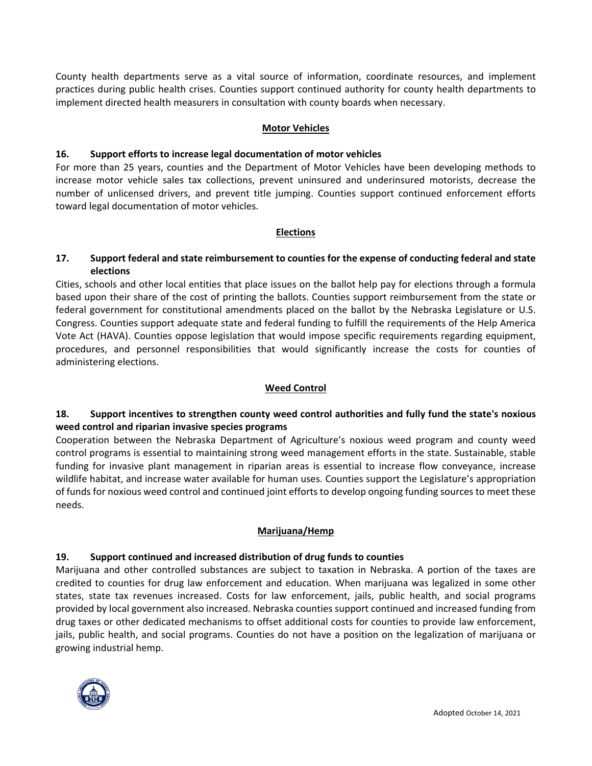County health departments serve as a vital source of information, coordinate resources, and implement practices during public health crises. Counties support continued authority for county health departments to implement directed health measurers in consultation with county boards when necessary.

## Motor Vehicles

### 16. Support efforts to increase legal documentation of motor vehicles

For more than 25 years, counties and the Department of Motor Vehicles have been developing methods to increase motor vehicle sales tax collections, prevent uninsured and underinsured motorists, decrease the number of unlicensed drivers, and prevent title jumping. Counties support continued enforcement efforts toward legal documentation of motor vehicles.

## Elections

### 17. Support federal and state reimbursement to counties for the expense of conducting federal and state elections

Cities, schools and other local entities that place issues on the ballot help pay for elections through a formula based upon their share of the cost of printing the ballots. Counties support reimbursement from the state or federal government for constitutional amendments placed on the ballot by the Nebraska Legislature or U.S. Congress. Counties support adequate state and federal funding to fulfill the requirements of the Help America Vote Act (HAVA). Counties oppose legislation that would impose specific requirements regarding equipment, procedures, and personnel responsibilities that would significantly increase the costs for counties of administering elections.

## Weed Control

### 18. Support incentives to strengthen county weed control authorities and fully fund the state's noxious weed control and riparian invasive species programs

Cooperation between the Nebraska Department of Agriculture's noxious weed program and county weed control programs is essential to maintaining strong weed management efforts in the state. Sustainable, stable funding for invasive plant management in riparian areas is essential to increase flow conveyance, increase wildlife habitat, and increase water available for human uses. Counties support the Legislature's appropriation of funds for noxious weed control and continued joint efforts to develop ongoing funding sources to meet these needs.

## Marijuana/Hemp

### 19. Support continued and increased distribution of drug funds to counties

Marijuana and other controlled substances are subject to taxation in Nebraska. A portion of the taxes are credited to counties for drug law enforcement and education. When marijuana was legalized in some other states, state tax revenues increased. Costs for law enforcement, jails, public health, and social programs provided by local government also increased. Nebraska counties support continued and increased funding from drug taxes or other dedicated mechanisms to offset additional costs for counties to provide law enforcement, jails, public health, and social programs. Counties do not have a position on the legalization of marijuana or growing industrial hemp.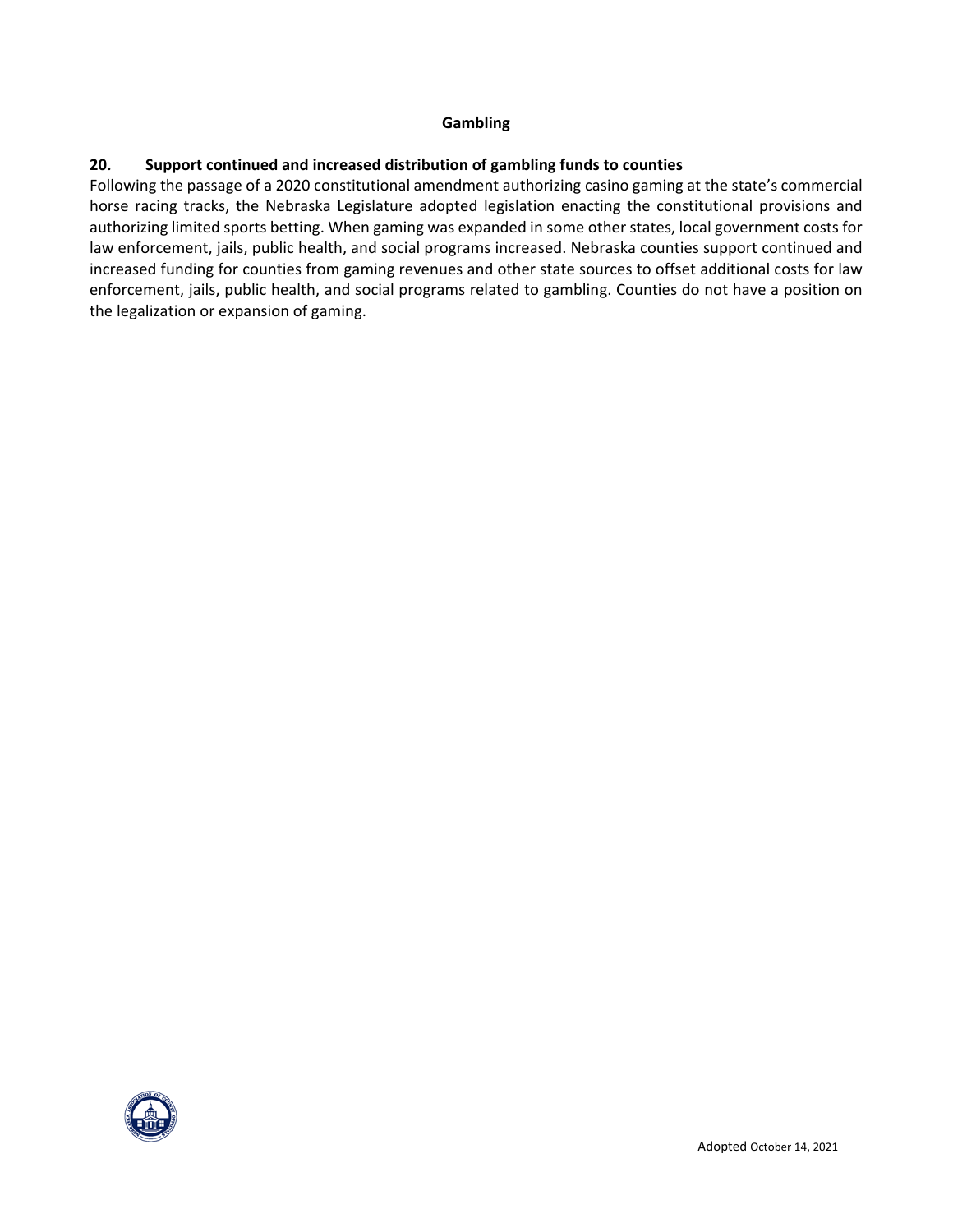## Gambling

### 20. Support continued and increased distribution of gambling funds to counties

Following the passage of a 2020 constitutional amendment authorizing casino gaming at the state's commercial horse racing tracks, the Nebraska Legislature adopted legislation enacting the constitutional provisions and authorizing limited sports betting. When gaming was expanded in some other states, local government costs for law enforcement, jails, public health, and social programs increased. Nebraska counties support continued and increased funding for counties from gaming revenues and other state sources to offset additional costs for law enforcement, jails, public health, and social programs related to gambling. Counties do not have a position on the legalization or expansion of gaming.

Adopted October 14, 2021